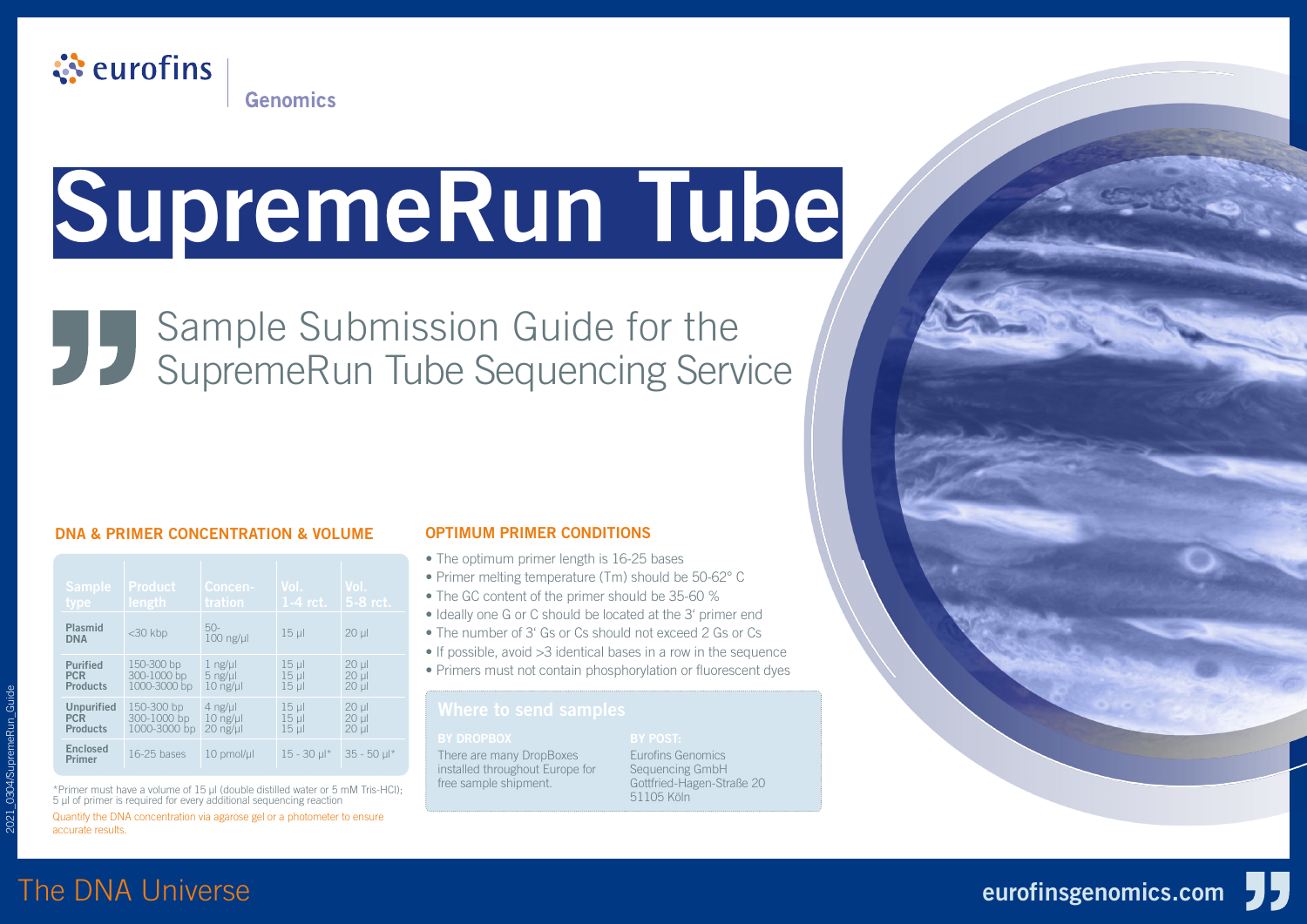eurofins Genomics

# SupremeRun Tube

## Sample Submission Guide for the SupremeRun Tube Sequencing Service

### DNA & PRIMER CONCENTRATION & VOLUME

| Sample type | Product length | Concen-tration | Vol. 1-4 rct. | Vol. 5-8 rct. |
|---|---|---|---|---|
| Plasmid DNA | <30 kbp | 50-100 ng/µl | 15 µl | 20 µl |
| Purified PCR Products | 150-300 bp<br>300-1000 bp<br>1000-3000 bp | 1 ng/µl<br>5 ng/µl<br>10 ng/µl | 15 µl<br>15 µl<br>15 µl | 20 µl<br>20 µl<br>20 µl |
| Unpurified PCR Products | 150-300 bp<br>300-1000 bp<br>1000-3000 bp | 4 ng/µl<br>10 ng/µl<br>20 ng/µl | 15 µl<br>15 µl<br>15 µl | 20 µl<br>20 µl<br>20 µl |
| Enclosed Primer | 16-25 bases | 10 pmol/µl | 15 - 30 µl* | 35 - 50 µl* |

*Primer must have a volume of 15 µl (double distilled water or 5 mM Tris-HCl); 5 µl of primer is required for every additional sequencing reaction

Quantify the DNA concentration via agarose gel or a photometer to ensure accurate results.

### OPTIMUM PRIMER CONDITIONS

- The optimum primer length is 16-25 bases
- Primer melting temperature (Tm) should be 50-62° C
- The GC content of the primer should be 35-60 %
- Ideally one G or C should be located at the 3' primer end
- The number of 3' Gs or Cs should not exceed 2 Gs or Cs
- If possible, avoid >3 identical bases in a row in the sequence
- Primers must not contain phosphorylation or fluorescent dyes

### Where to send samples

**BY DROPBOX**

There are many DropBoxes installed throughout Europe for free sample shipment.

**BY POST:**

Eurofins Genomics Sequencing GmbH
Gottfried-Hagen-Straße 20
51105 Köln

2021_0304/SupremeRun_Guide

The DNA Universe

eurofinsgenomics.com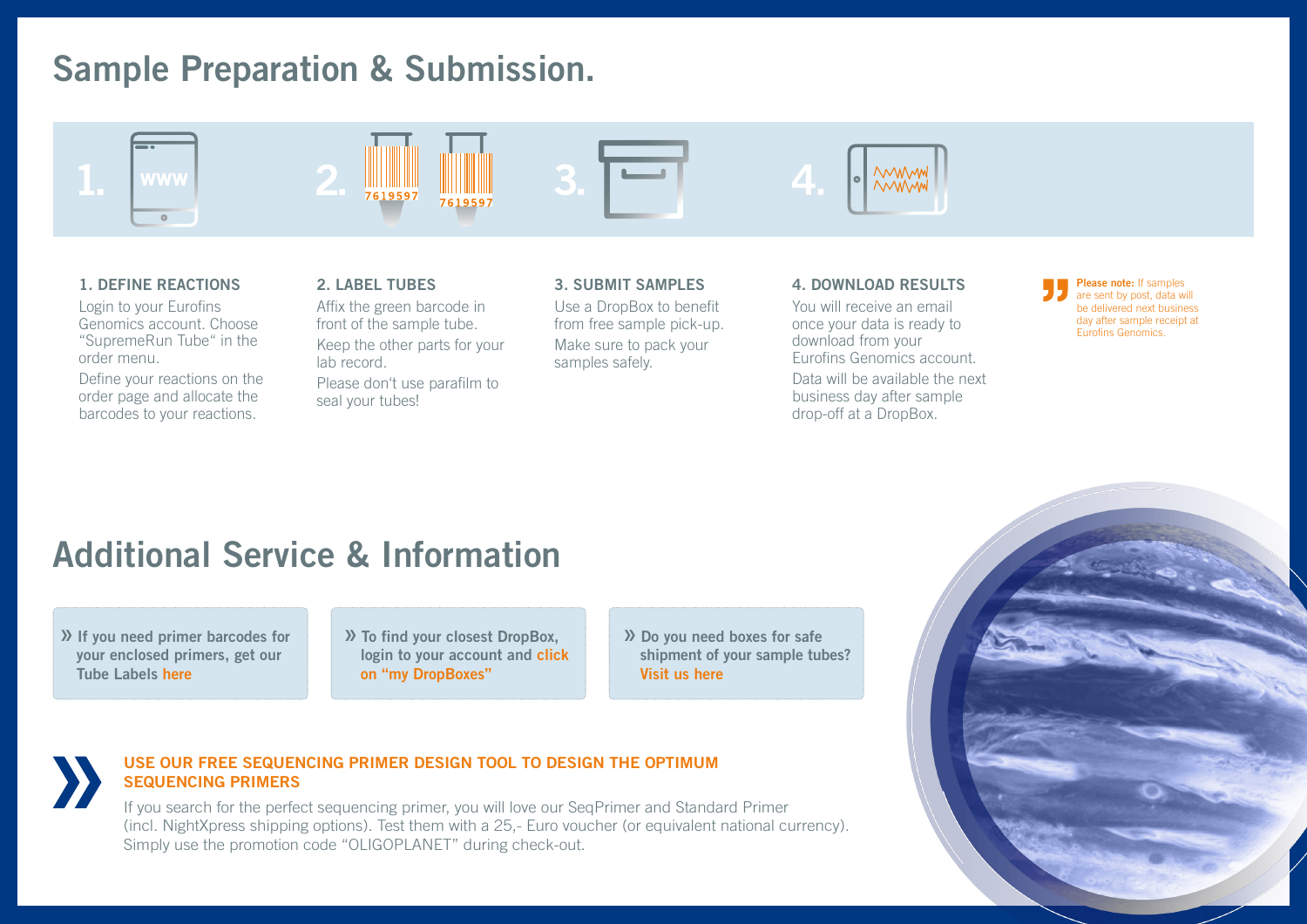# Sample Preparation & Submission.

### 1. DEFINE REACTIONS

Login to your Eurofins Genomics account. Choose "SupremeRun Tube" in the order menu.

Define your reactions on the order page and allocate the barcodes to your reactions.

### 2. LABEL TUBES

Affix the green barcode in front of the sample tube.

Keep the other parts for your lab record.

Please don't use parafilm to seal your tubes!

### 3. SUBMIT SAMPLES

Use a DropBox to benefit from free sample pick-up.

Make sure to pack your samples safely.

### 4. DOWNLOAD RESULTS

You will receive an email once your data is ready to download from your Eurofins Genomics account.

Data will be available the next business day after sample drop-off at a DropBox.

**Please note:** If samples are sent by post, data will be delivered next business day after sample receipt at Eurofins Genomics.

# Additional Service & Information

» **If you need primer barcodes for your enclosed primers, get our Tube Labels here**

» **To find your closest DropBox, login to your account and click on "my DropBoxes"**

» **Do you need boxes for safe shipment of your sample tubes? Visit us here**

### USE OUR FREE SEQUENCING PRIMER DESIGN TOOL TO DESIGN THE OPTIMUM SEQUENCING PRIMERS

If you search for the perfect sequencing primer, you will love our SeqPrimer and Standard Primer (incl. NightXpress shipping options). Test them with a 25,- Euro voucher (or equivalent national currency). Simply use the promotion code "OLIGOPLANET" during check-out.